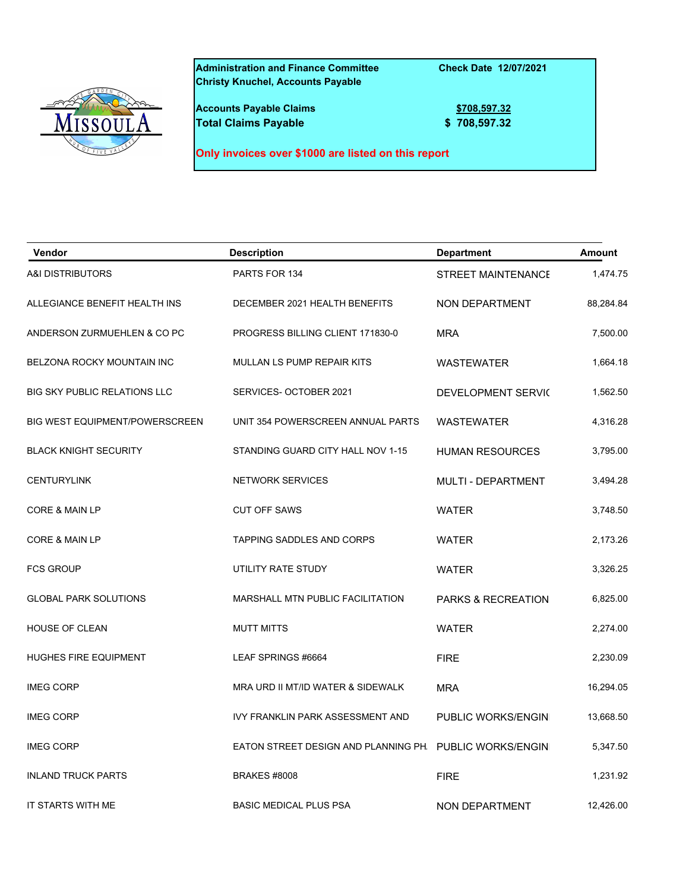**Administration and Finance Committee** **Check Date 12/07/2021**
**Christy Knuchel, Accounts Payable**

**Accounts Payable Claims** **$708,597.32**
**Total Claims Payable** **$ 708,597.32**

**Only invoices over $1000 are listed on this report**

| Vendor | Description | Department | Amount |
|---|---|---|---|
| A&I DISTRIBUTORS | PARTS FOR 134 | STREET MAINTENANCE | 1,474.75 |
| ALLEGIANCE BENEFIT HEALTH INS | DECEMBER 2021 HEALTH BENEFITS | NON DEPARTMENT | 88,284.84 |
| ANDERSON ZURMUEHLEN & CO PC | PROGRESS BILLING CLIENT 171830-0 | MRA | 7,500.00 |
| BELZONA ROCKY MOUNTAIN INC | MULLAN LS PUMP REPAIR KITS | WASTEWATER | 1,664.18 |
| BIG SKY PUBLIC RELATIONS LLC | SERVICES- OCTOBER 2021 | DEVELOPMENT SERVIC | 1,562.50 |
| BIG WEST EQUIPMENT/POWERSCREEN | UNIT 354 POWERSCREEN ANNUAL PARTS | WASTEWATER | 4,316.28 |
| BLACK KNIGHT SECURITY | STANDING GUARD CITY HALL NOV 1-15 | HUMAN RESOURCES | 3,795.00 |
| CENTURYLINK | NETWORK SERVICES | MULTI - DEPARTMENT | 3,494.28 |
| CORE & MAIN LP | CUT OFF SAWS | WATER | 3,748.50 |
| CORE & MAIN LP | TAPPING SADDLES AND CORPS | WATER | 2,173.26 |
| FCS GROUP | UTILITY RATE STUDY | WATER | 3,326.25 |
| GLOBAL PARK SOLUTIONS | MARSHALL MTN PUBLIC FACILITATION | PARKS & RECREATION | 6,825.00 |
| HOUSE OF CLEAN | MUTT MITTS | WATER | 2,274.00 |
| HUGHES FIRE EQUIPMENT | LEAF SPRINGS #6664 | FIRE | 2,230.09 |
| IMEG CORP | MRA URD II MT/ID WATER & SIDEWALK | MRA | 16,294.05 |
| IMEG CORP | IVY FRANKLIN PARK ASSESSMENT AND | PUBLIC WORKS/ENGIN | 13,668.50 |
| IMEG CORP | EATON STREET DESIGN AND PLANNING PH. | PUBLIC WORKS/ENGIN | 5,347.50 |
| INLAND TRUCK PARTS | BRAKES #8008 | FIRE | 1,231.92 |
| IT STARTS WITH ME | BASIC MEDICAL PLUS PSA | NON DEPARTMENT | 12,426.00 |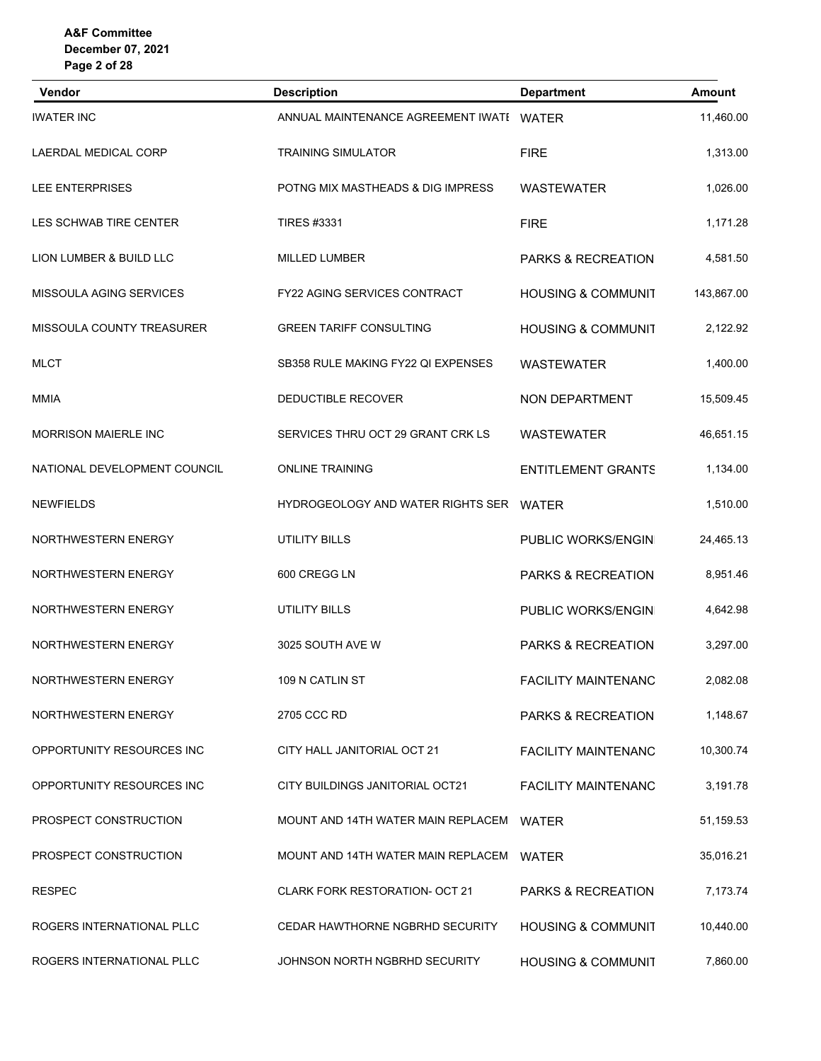| Vendor | Description | Department | Amount |
|---|---|---|---|
| IWATER INC | ANNUAL MAINTENANCE AGREEMENT IWATE | WATER | 11,460.00 |
| LAERDAL MEDICAL CORP | TRAINING SIMULATOR | FIRE | 1,313.00 |
| LEE ENTERPRISES | POTNG MIX MASTHEADS & DIG IMPRESS | WASTEWATER | 1,026.00 |
| LES SCHWAB TIRE CENTER | TIRES #3331 | FIRE | 1,171.28 |
| LION LUMBER & BUILD LLC | MILLED LUMBER | PARKS & RECREATION | 4,581.50 |
| MISSOULA AGING SERVICES | FY22 AGING SERVICES CONTRACT | HOUSING & COMMUNIT | 143,867.00 |
| MISSOULA COUNTY TREASURER | GREEN TARIFF CONSULTING | HOUSING & COMMUNIT | 2,122.92 |
| MLCT | SB358 RULE MAKING FY22 QI EXPENSES | WASTEWATER | 1,400.00 |
| MMIA | DEDUCTIBLE RECOVER | NON DEPARTMENT | 15,509.45 |
| MORRISON MAIERLE INC | SERVICES THRU OCT 29 GRANT CRK LS | WASTEWATER | 46,651.15 |
| NATIONAL DEVELOPMENT COUNCIL | ONLINE TRAINING | ENTITLEMENT GRANTS | 1,134.00 |
| NEWFIELDS | HYDROGEOLOGY AND WATER RIGHTS SER | WATER | 1,510.00 |
| NORTHWESTERN ENERGY | UTILITY BILLS | PUBLIC WORKS/ENGIN | 24,465.13 |
| NORTHWESTERN ENERGY | 600 CREGG LN | PARKS & RECREATION | 8,951.46 |
| NORTHWESTERN ENERGY | UTILITY BILLS | PUBLIC WORKS/ENGIN | 4,642.98 |
| NORTHWESTERN ENERGY | 3025 SOUTH AVE W | PARKS & RECREATION | 3,297.00 |
| NORTHWESTERN ENERGY | 109 N CATLIN ST | FACILITY MAINTENANC | 2,082.08 |
| NORTHWESTERN ENERGY | 2705 CCC RD | PARKS & RECREATION | 1,148.67 |
| OPPORTUNITY RESOURCES INC | CITY HALL JANITORIAL OCT 21 | FACILITY MAINTENANC | 10,300.74 |
| OPPORTUNITY RESOURCES INC | CITY BUILDINGS JANITORIAL OCT21 | FACILITY MAINTENANC | 3,191.78 |
| PROSPECT CONSTRUCTION | MOUNT AND 14TH WATER MAIN REPLACEM | WATER | 51,159.53 |
| PROSPECT CONSTRUCTION | MOUNT AND 14TH WATER MAIN REPLACEM | WATER | 35,016.21 |
| RESPEC | CLARK FORK RESTORATION- OCT 21 | PARKS & RECREATION | 7,173.74 |
| ROGERS INTERNATIONAL PLLC | CEDAR HAWTHORNE NGBRHD SECURITY | HOUSING & COMMUNIT | 10,440.00 |
| ROGERS INTERNATIONAL PLLC | JOHNSON NORTH NGBRHD SECURITY | HOUSING & COMMUNIT | 7,860.00 |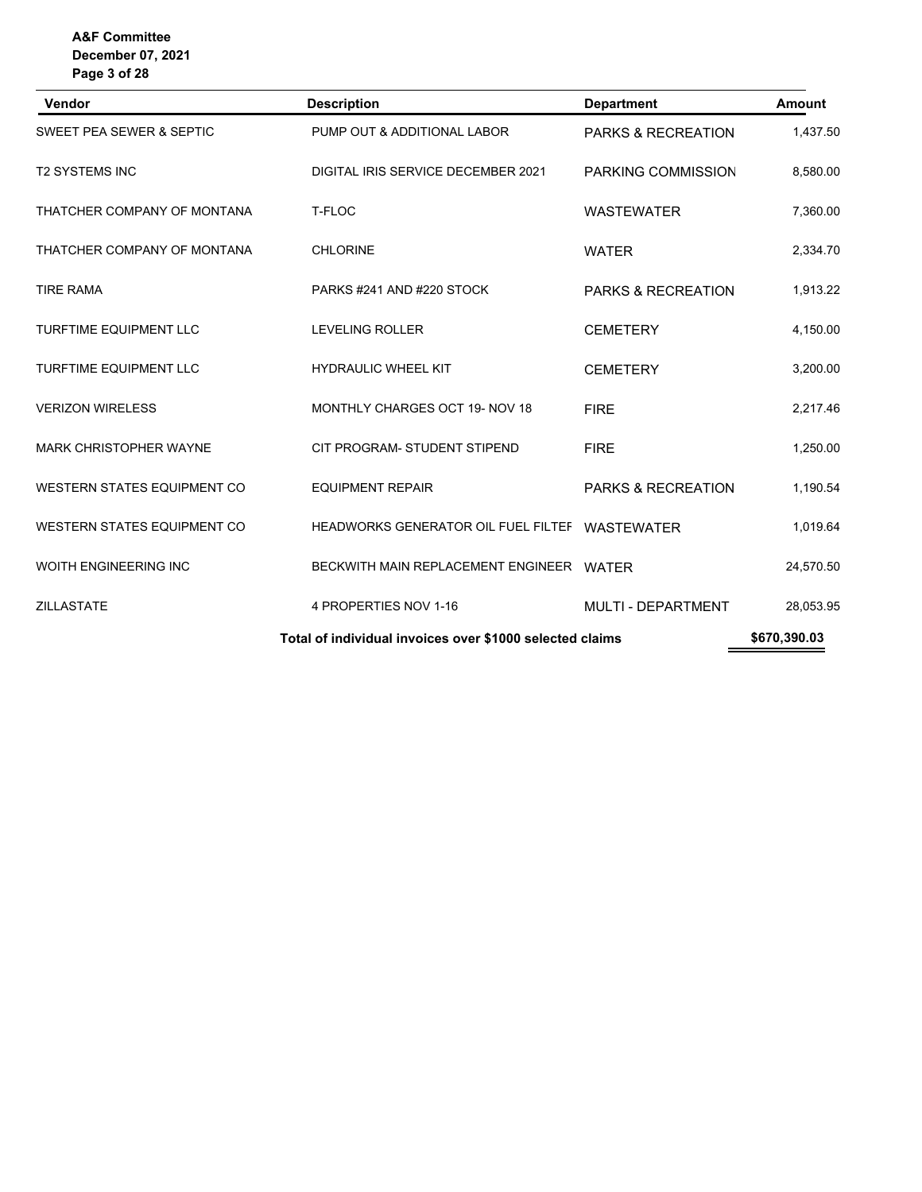| Vendor | Description | Department | Amount |
|---|---|---|---|
| SWEET PEA SEWER & SEPTIC | PUMP OUT & ADDITIONAL LABOR | PARKS & RECREATION | 1,437.50 |
| T2 SYSTEMS INC | DIGITAL IRIS SERVICE DECEMBER 2021 | PARKING COMMISSION | 8,580.00 |
| THATCHER COMPANY OF MONTANA | T-FLOC | WASTEWATER | 7,360.00 |
| THATCHER COMPANY OF MONTANA | CHLORINE | WATER | 2,334.70 |
| TIRE RAMA | PARKS #241 AND #220 STOCK | PARKS & RECREATION | 1,913.22 |
| TURFTIME EQUIPMENT LLC | LEVELING ROLLER | CEMETERY | 4,150.00 |
| TURFTIME EQUIPMENT LLC | HYDRAULIC WHEEL KIT | CEMETERY | 3,200.00 |
| VERIZON WIRELESS | MONTHLY CHARGES OCT 19- NOV 18 | FIRE | 2,217.46 |
| MARK CHRISTOPHER WAYNE | CIT PROGRAM- STUDENT STIPEND | FIRE | 1,250.00 |
| WESTERN STATES EQUIPMENT CO | EQUIPMENT REPAIR | PARKS & RECREATION | 1,190.54 |
| WESTERN STATES EQUIPMENT CO | HEADWORKS GENERATOR OIL FUEL FILTEF | WASTEWATER | 1,019.64 |
| WOITH ENGINEERING INC | BECKWITH MAIN REPLACEMENT ENGINEER | WATER | 24,570.50 |
| ZILLASTATE | 4 PROPERTIES NOV 1-16 | MULTI - DEPARTMENT | 28,053.95 |
| | **Total of individual invoices over $1000 selected claims** | | **$670,390.03** |